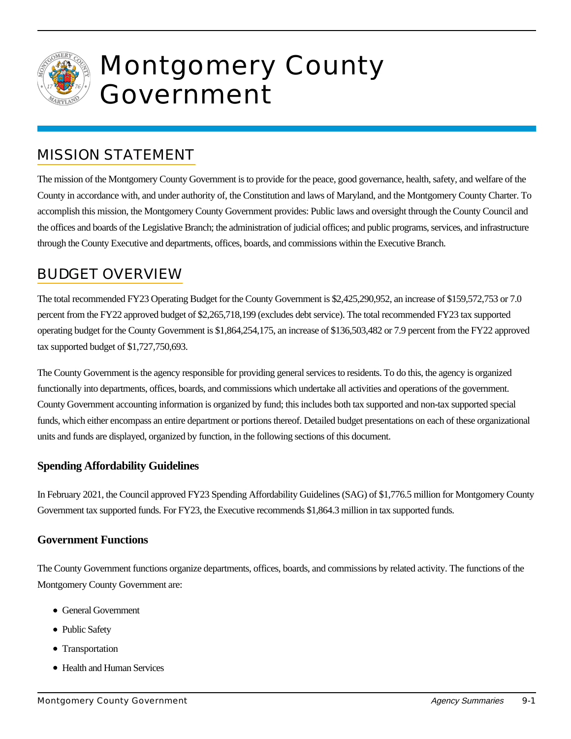# Montgomery County Government

## MISSION STATEMENT

The mission of the Montgomery County Government is to provide for the peace, good governance, health, safety, and welfare of the County in accordance with, and under authority of, the Constitution and laws of Maryland, and the Montgomery County Charter. To accomplish this mission, the Montgomery County Government provides: Public laws and oversight through the County Council and the offices and boards of the Legislative Branch; the administration of judicial offices; and public programs, services, and infrastructure through the County Executive and departments, offices, boards, and commissions within the Executive Branch.

## BUDGET OVERVIEW

The total recommended FY23 Operating Budget for the County Government is $2,425,290,952, an increase of $159,572,753 or 7.0 percent from the FY22 approved budget of $2,265,718,199 (excludes debt service). The total recommended FY23 tax supported operating budget for the County Government is $1,864,254,175, an increase of $136,503,482 or 7.9 percent from the FY22 approved tax supported budget of $1,727,750,693.

The County Government is the agency responsible for providing general services to residents. To do this, the agency is organized functionally into departments, offices, boards, and commissions which undertake all activities and operations of the government. County Government accounting information is organized by fund; this includes both tax supported and non-tax supported special funds, which either encompass an entire department or portions thereof. Detailed budget presentations on each of these organizational units and funds are displayed, organized by function, in the following sections of this document.

### Spending Affordability Guidelines

In February 2021, the Council approved FY23 Spending Affordability Guidelines (SAG) of $1,776.5 million for Montgomery County Government tax supported funds. For FY23, the Executive recommends $1,864.3 million in tax supported funds.

### Government Functions

The County Government functions organize departments, offices, boards, and commissions by related activity. The functions of the Montgomery County Government are:

- General Government
- Public Safety
- Transportation
- Health and Human Services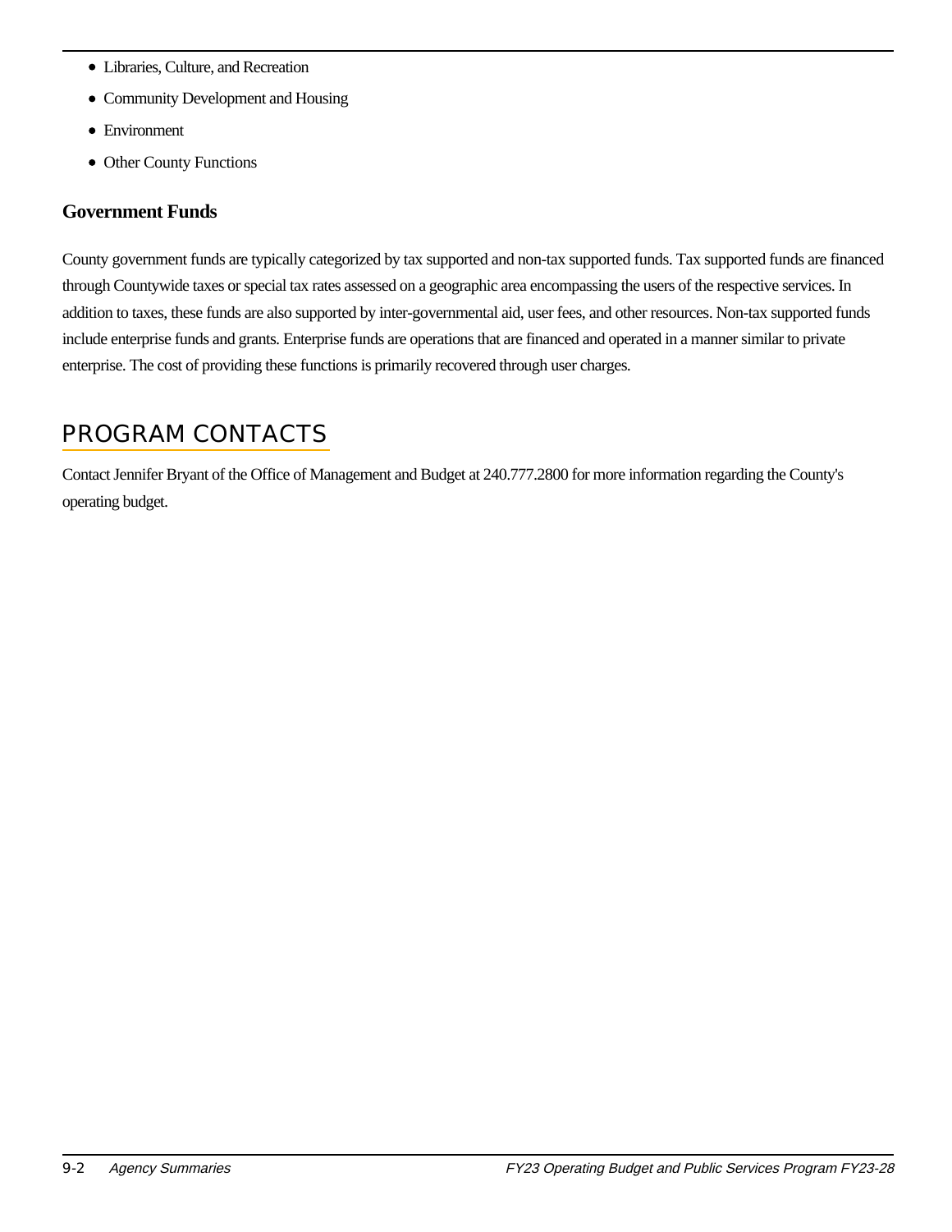- Libraries, Culture, and Recreation
- Community Development and Housing
- Environment
- Other County Functions

### Government Funds

County government funds are typically categorized by tax supported and non-tax supported funds. Tax supported funds are financed through Countywide taxes or special tax rates assessed on a geographic area encompassing the users of the respective services. In addition to taxes, these funds are also supported by inter-governmental aid, user fees, and other resources. Non-tax supported funds include enterprise funds and grants. Enterprise funds are operations that are financed and operated in a manner similar to private enterprise. The cost of providing these functions is primarily recovered through user charges.

## PROGRAM CONTACTS

Contact Jennifer Bryant of the Office of Management and Budget at 240.777.2800 for more information regarding the County's operating budget.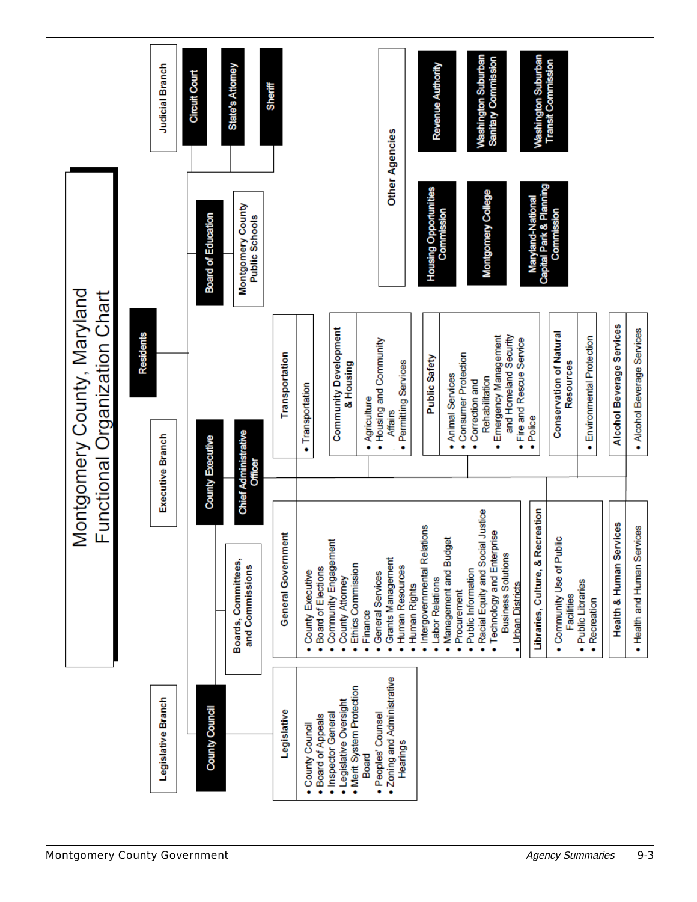# Montgomery County, Maryland Functional Organization Chart

**Residents**

## Legislative Branch

**County Council**

### Legislative
- County Council
- Board of Appeals
- Inspector General
- Legislative Oversight
- Merit System Protection Board
- Peoples' Counsel
- Zoning and Administrative Hearings

## Executive Branch

**County Executive**

**Chief Administrative Officer**

**Boards, Committees, and Commissions**

### General Government
- County Executive
- Board of Elections
- Community Engagement
- County Attorney
- Ethics Commission
- Finance
- General Services
- Grants Management
- Human Resources
- Human Rights
- Intergovernmental Relations
- Labor Relations
- Management and Budget
- Procurement
- Public Information
- Racial Equity and Social Justice
- Technology and Enterprise Business Solutions
- Urban Districts

### Libraries, Culture, & Recreation
- Community Use of Public Facilities
- Public Libraries
- Recreation

### Health & Human Services
- Health and Human Services

### Transportation
- Transportation

### Community Development & Housing
- Agriculture
- Housing and Community Affairs
- Permitting Services

### Public Safety
- Animal Services
- Consumer Protection
- Correction and Rehabilitation
- Emergency Management and Homeland Security
- Fire and Rescue Service
- Police

### Conservation of Natural Resources
- Environmental Protection

### Alcohol Beverage Services
- Alcohol Beverage Services

## Board of Education

**Montgomery County Public Schools**

## Judicial Branch

- Circuit Court
- State's Attorney
- Sheriff

## Other Agencies

- Housing Opportunities Commission
- Montgomery College
- Maryland-National Capital Park & Planning Commission
- Revenue Authority
- Washington Suburban Sanitary Commission
- Washington Suburban Transit Commission